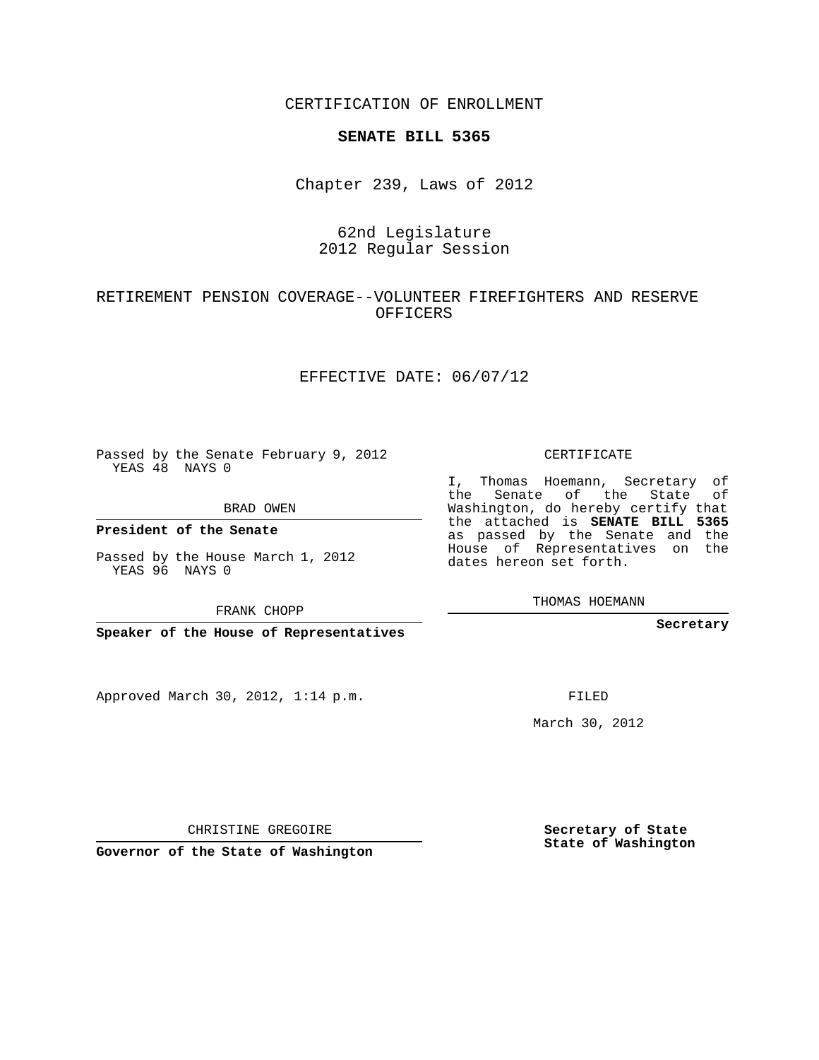CERTIFICATION OF ENROLLMENT

**SENATE BILL 5365**

Chapter 239, Laws of 2012

62nd Legislature
2012 Regular Session

RETIREMENT PENSION COVERAGE--VOLUNTEER FIREFIGHTERS AND RESERVE OFFICERS

EFFECTIVE DATE: 06/07/12

Passed by the Senate February 9, 2012
YEAS 48 NAYS 0

BRAD OWEN

**President of the Senate**

Passed by the House March 1, 2012
YEAS 96 NAYS 0

FRANK CHOPP

**Speaker of the House of Representatives**

CERTIFICATE

I, Thomas Hoemann, Secretary of the Senate of the State of Washington, do hereby certify that the attached is **SENATE BILL 5365** as passed by the Senate and the House of Representatives on the dates hereon set forth.

THOMAS HOEMANN

**Secretary**

Approved March 30, 2012, 1:14 p.m.

FILED

March 30, 2012

CHRISTINE GREGOIRE

**Governor of the State of Washington**

**Secretary of State**
**State of Washington**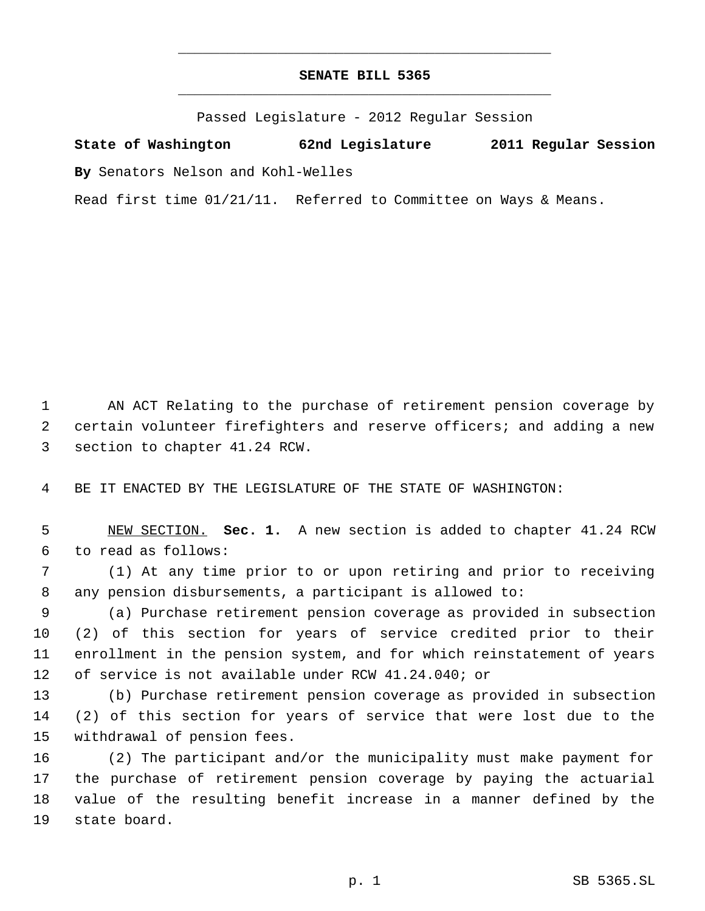# SENATE BILL 5365

Passed Legislature - 2012 Regular Session

**State of Washington 62nd Legislature 2011 Regular Session**

**By** Senators Nelson and Kohl-Welles

Read first time 01/21/11. Referred to Committee on Ways & Means.

AN ACT Relating to the purchase of retirement pension coverage by certain volunteer firefighters and reserve officers; and adding a new section to chapter 41.24 RCW.

BE IT ENACTED BY THE LEGISLATURE OF THE STATE OF WASHINGTON:

NEW SECTION. **Sec. 1.** A new section is added to chapter 41.24 RCW to read as follows:

(1) At any time prior to or upon retiring and prior to receiving any pension disbursements, a participant is allowed to:

(a) Purchase retirement pension coverage as provided in subsection (2) of this section for years of service credited prior to their enrollment in the pension system, and for which reinstatement of years of service is not available under RCW 41.24.040; or

(b) Purchase retirement pension coverage as provided in subsection (2) of this section for years of service that were lost due to the withdrawal of pension fees.

(2) The participant and/or the municipality must make payment for the purchase of retirement pension coverage by paying the actuarial value of the resulting benefit increase in a manner defined by the state board.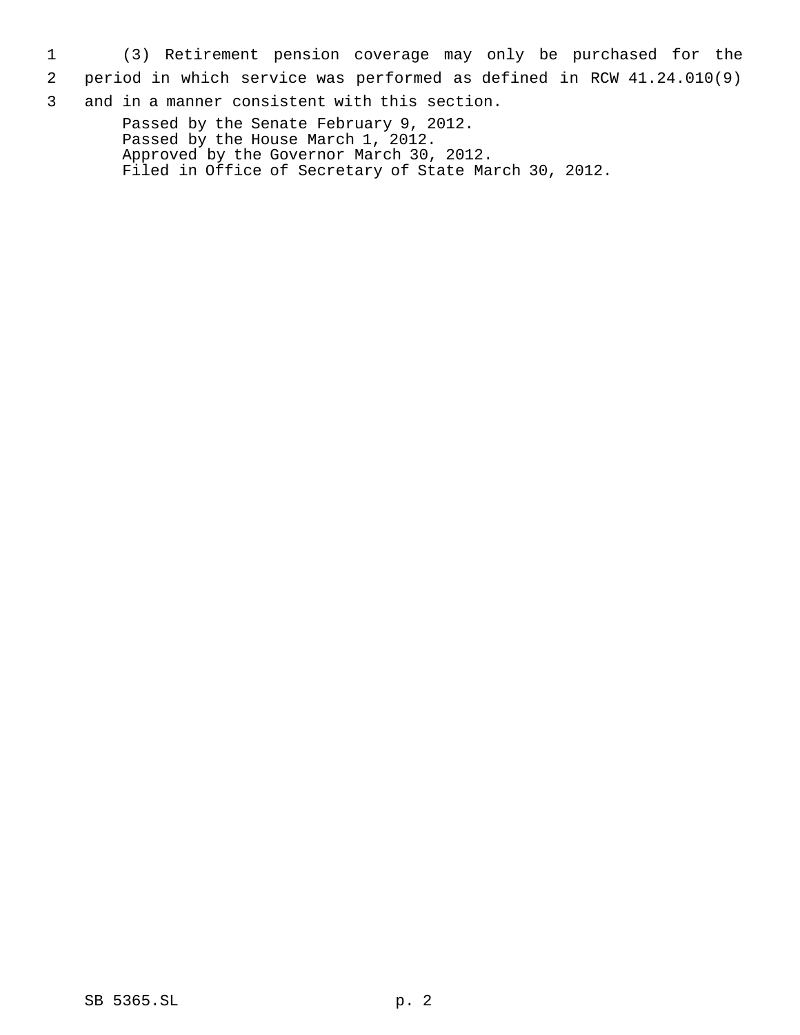(3) Retirement pension coverage may only be purchased for the period in which service was performed as defined in RCW 41.24.010(9) and in a manner consistent with this section.

Passed by the Senate February 9, 2012.
Passed by the House March 1, 2012.
Approved by the Governor March 30, 2012.
Filed in Office of Secretary of State March 30, 2012.